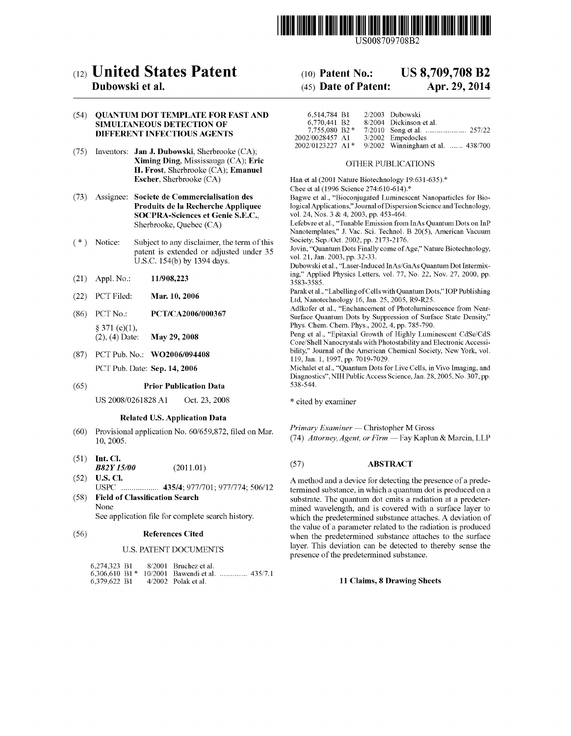US008709708B2

# (12) United States Patent
**Dubowski et al.**

(10) **Patent No.:** **US 8,709,708 B2**

(45) **Date of Patent:** **Apr. 29, 2014**

(54) **QUANTUM DOT TEMPLATE FOR FAST AND SIMULTANEOUS DETECTION OF DIFFERENT INFECTIOUS AGENTS**

(75) Inventors: **Jan J. Dubowski**, Sherbrooke (CA); **Ximing Ding**, Mississauga (CA); **Eric H. Frost**, Sherbrooke (CA); **Emanuel Escher**, Sherbrooke (CA)

(73) Assignee: **Societe de Commercialisation des Produits de la Recherche Appliquee SOCPRA-Sciences et Genie S.E.C.**, Sherbrooke, Quebec (CA)

(*) Notice: Subject to any disclaimer, the term of this patent is extended or adjusted under 35 U.S.C. 154(b) by 1394 days.

(21) Appl. No.: **11/908,223**

(22) PCT Filed: **Mar. 10, 2006**

(86) PCT No.: **PCT/CA2006/000367**

§ 371 (c)(1),
(2), (4) Date: **May 29, 2008**

(87) PCT Pub. No.: **WO2006/094408**

PCT Pub. Date: **Sep. 14, 2006**

(65) **Prior Publication Data**

US 2008/0261828 A1 Oct. 23, 2008

**Related U.S. Application Data**

(60) Provisional application No. 60/659,872, filed on Mar. 10, 2005.

(51) **Int. Cl.**
***B82Y 15/00*** (2011.01)

(52) **U.S. Cl.**
USPC .................. **435/4**; 977/701; 977/774; 506/12

(58) **Field of Classification Search**
None
See application file for complete search history.

(56) **References Cited**

U.S. PATENT DOCUMENTS

| | | |
|---|---|---|
| 6,274,323 B1 | 8/2001 | Bruchez et al. |
| 6,306,610 B1 * | 10/2001 | Bawendi et al. ............... 435/7.1 |
| 6,379,622 B1 | 4/2002 | Polak et al. |
| 6,514,784 B1 | 2/2003 | Dubowski |
| 6,770,441 B2 | 8/2004 | Dickinson et al. |
| 7,755,080 B2 * | 7/2010 | Song et al. ...................... 257/22 |
| 2002/0028457 A1 | 3/2002 | Empedocles |
| 2002/0123227 A1 * | 9/2002 | Winningham et al. ....... 438/700 |

OTHER PUBLICATIONS

Han et al (2001 Nature Biotechnology 19:631-635).*
Chee et al (1996 Science 274:610-614).*
Bagwe et al., "Bioconjugated Luminescent Nanoparticles for Biological Applications," Journal of Dispersion Science and Technology, vol. 24, Nos. 3 & 4, 2003, pp. 453-464.
Lefebvre et al., "Tunable Emission from InAs Quantum Dots on InP Nanotemplates," J. Vac. Sci. Technol. B 20(5), American Vacuum Society, Sep./Oct. 2002, pp. 2173-2176.
Jovin, "Quantum Dots Finally come of Age," Nature Biotechnology, vol. 21, Jan. 2003, pp. 32-33.
Dubowski et al., "Laser-Induced InAs/GaAs Quantum Dot Intermixing," Applied Physics Letters, vol. 77, No. 22, Nov. 27, 2000, pp. 3583-3585.
Parak et al., "Labelling of Cells with Quantum Dots," IOP Publishing Ltd, Nanotechnology 16, Jan. 25, 2005, R9-R25.
Adlkofer et al., "Enchancement of Photoluminescence from Near-Surface Quantum Dots by Suppression of Surface State Density," Phys. Chem. Chem. Phys., 2002, 4, pp. 785-790.
Peng et al., "Epitaxial Growth of Highly Luminescent CdSe/CdS Core/Shell Nanocrystals with Photostability and Electronic Accessibility," Journal of the American Chemical Society, New York, vol. 119, Jan. 1, 1997, pp. 7019-7029.
Michalet et al., "Quantum Dots for Live Cells, in Vivo Imaging, and Diagnostics", NIH Public Access Science, Jan. 28, 2005, No. 307, pp. 538-544.

\* cited by examiner

*Primary Examiner* — Christopher M Gross
(74) *Attorney, Agent, or Firm* — Fay Kaplun & Marcin, LLP

(57) **ABSTRACT**

A method and a device for detecting the presence of a predetermined substance, in which a quantum dot is produced on a substrate. The quantum dot emits a radiation at a predetermined wavelength, and is covered with a surface layer to which the predetermined substance attaches. A deviation of the value of a parameter related to the radiation is produced when the predetermined substance attaches to the surface layer. This deviation can be detected to thereby sense the presence of the predetermined substance.

**11 Claims, 8 Drawing Sheets**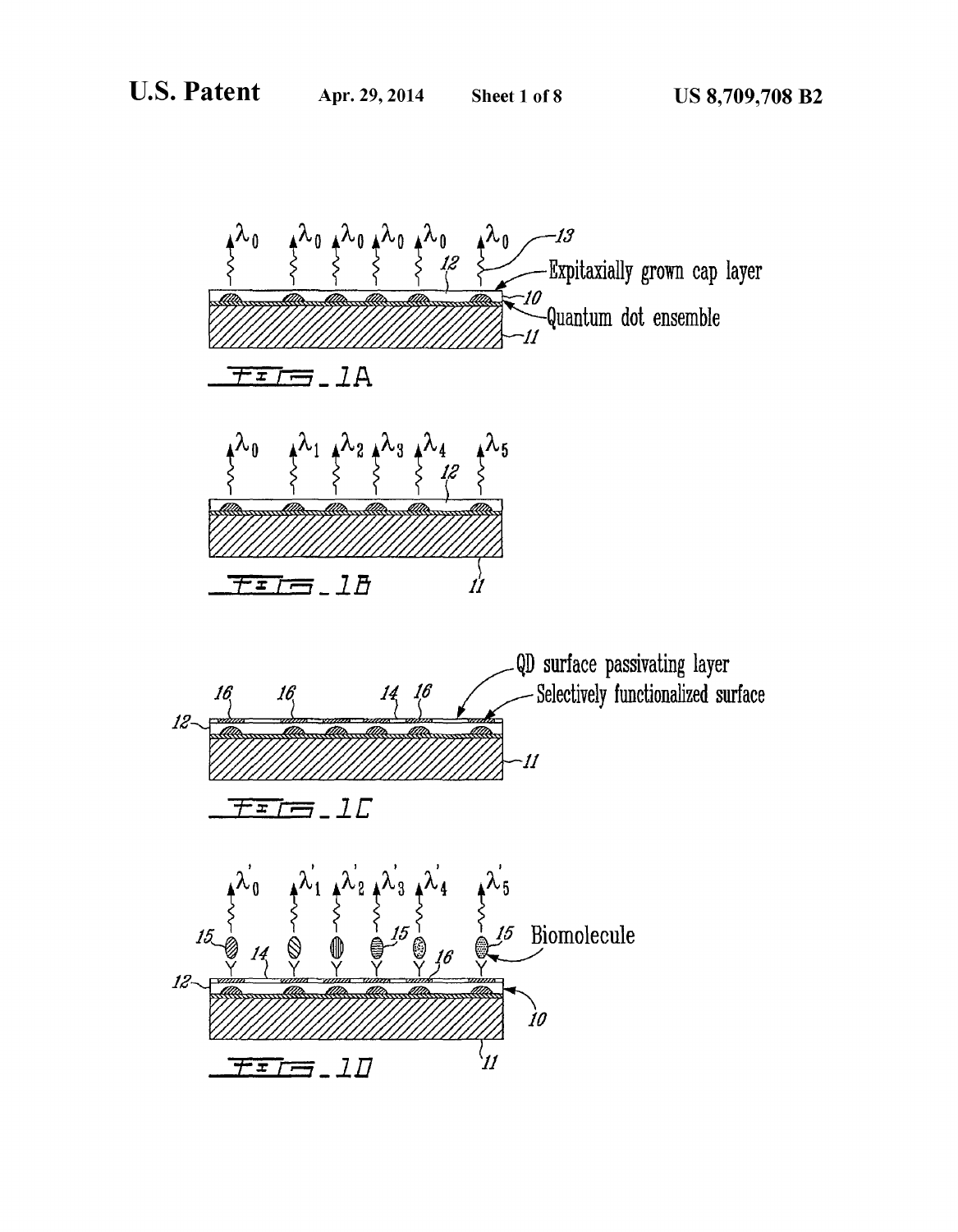$\lambda_0$ $\lambda_0$ $\lambda_0$ $\lambda_0$ $\lambda_0$ $\lambda_0$

13

12

Expitaxially grown cap layer

10

Quantum dot ensemble

11

FIG. 1A

$\lambda_0$ $\lambda_1$ $\lambda_2$ $\lambda_3$ $\lambda_4$ $\lambda_5$

12

11

FIG. 1B

QD surface passivating layer

Selectively functionalized surface

16 16 14 16

12

11

FIG. 1C

$\lambda'_0$ $\lambda'_1$ $\lambda'_2$ $\lambda'_3$ $\lambda'_4$ $\lambda'_5$

15 15 15 Biomolecule

12 14 16

10

11

FIG. 1D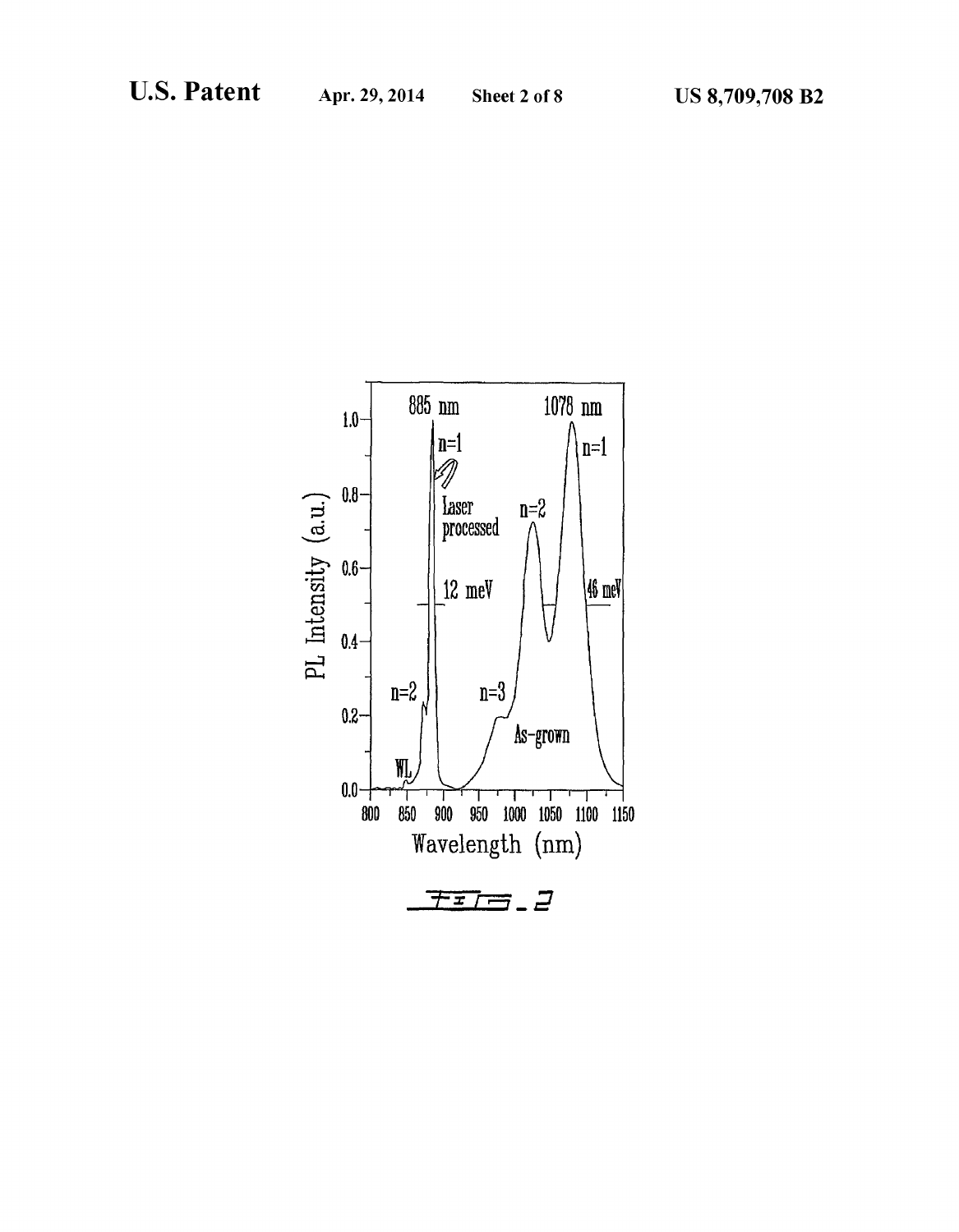FIG. 2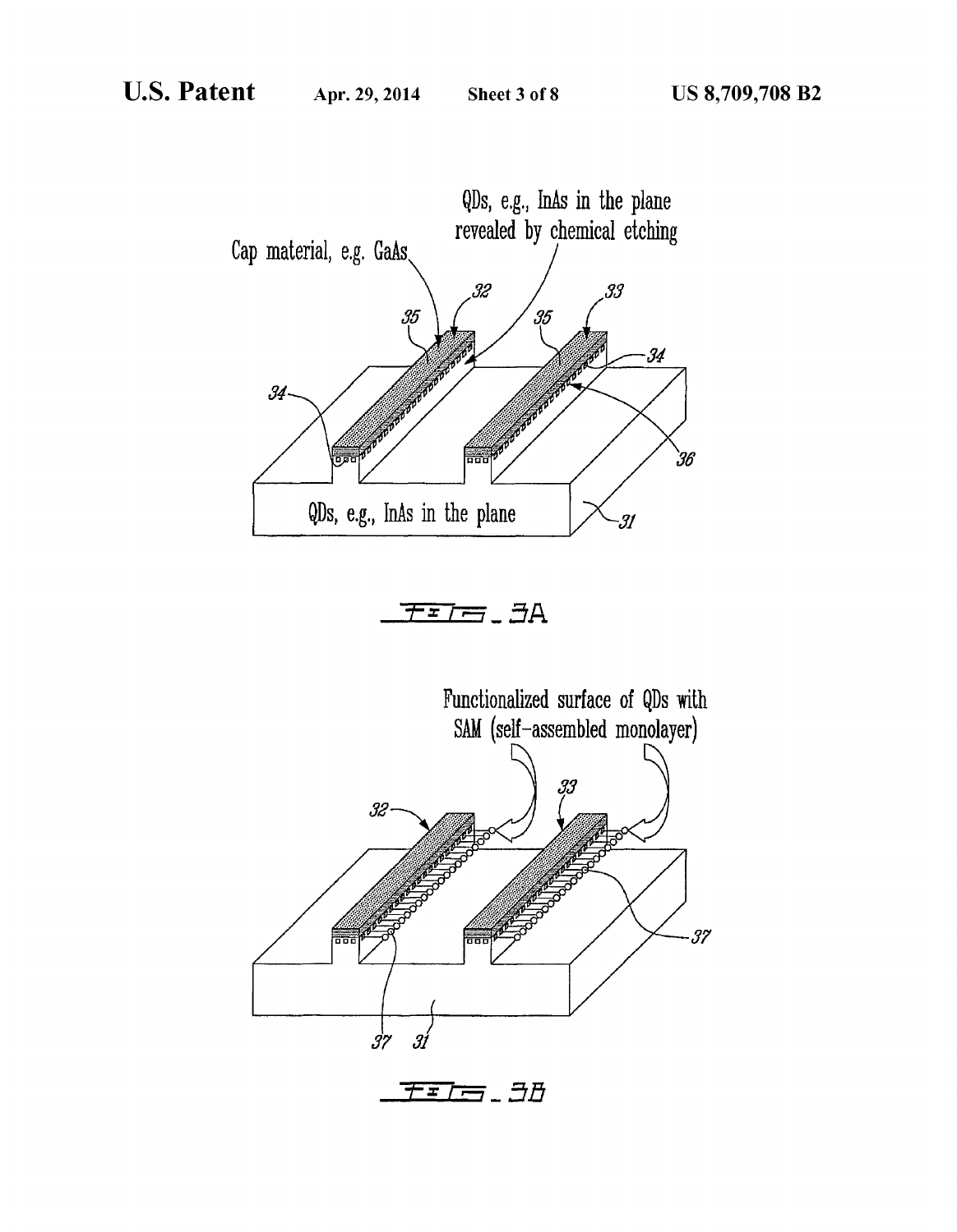Cap material, e.g. GaAs

QDs, e.g., InAs in the plane revealed by chemical etching

32

33

35

35

34

34

36

QDs, e.g., InAs in the plane

31

FIG. 3A

Functionalized surface of QDs with SAM (self-assembled monolayer)

32

33

37

37

31

FIG. 3B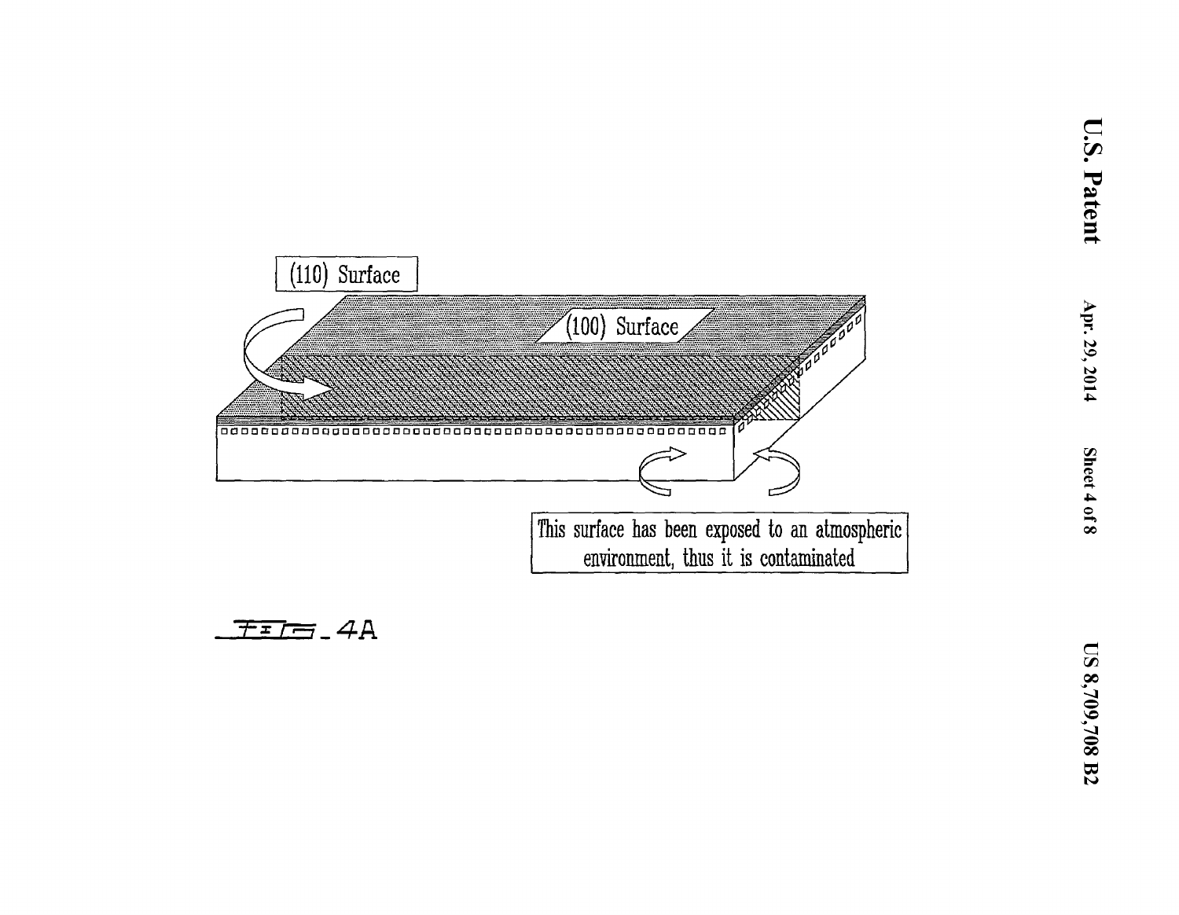(110) Surface

(100) Surface

This surface has been exposed to an atmospheric environment, thus it is contaminated

FIG. 4A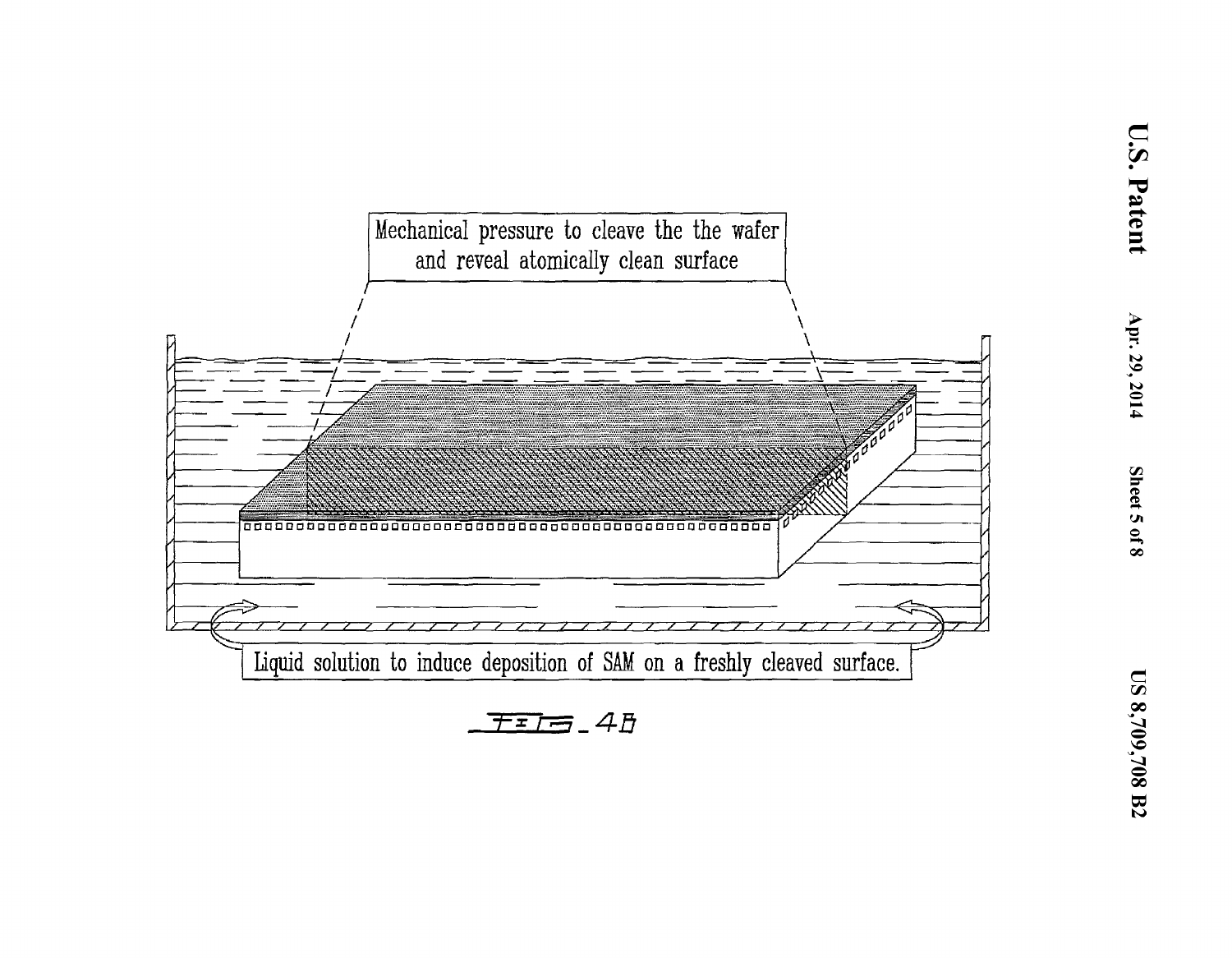Mechanical pressure to cleave the the wafer and reveal atomically clean surface

Liquid solution to induce deposition of SAM on a freshly cleaved surface.

FIG. 4B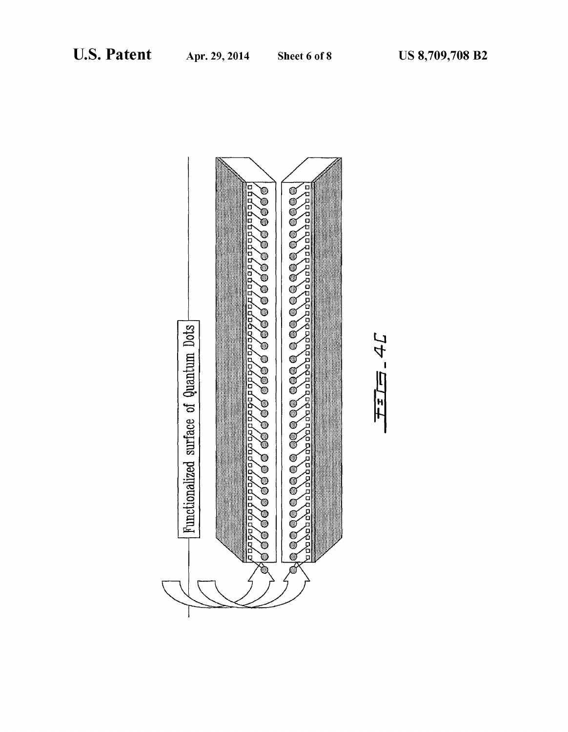Functionalized surface of Quantum Dots

FIG. 4C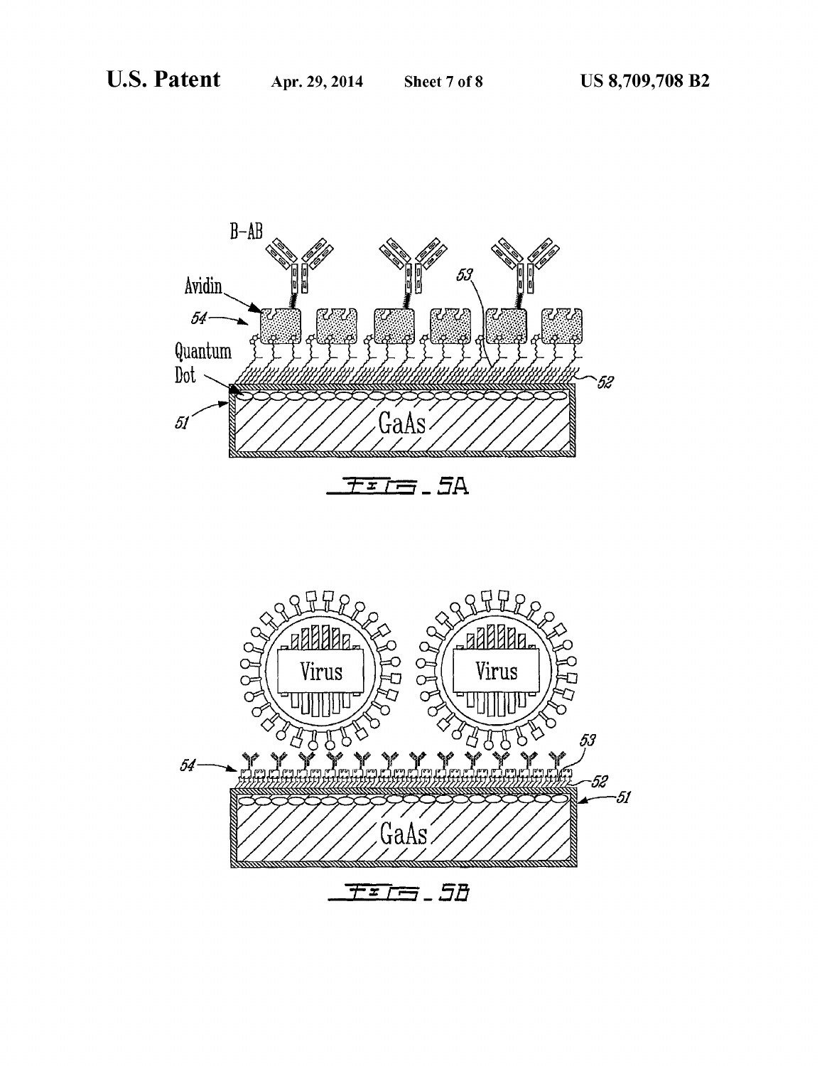B-AB

Avidin

54

Quantum Dot

53

52

51

GaAs

FIG. 5A

Virus

Virus

54

53

52

51

GaAs

FIG. 5B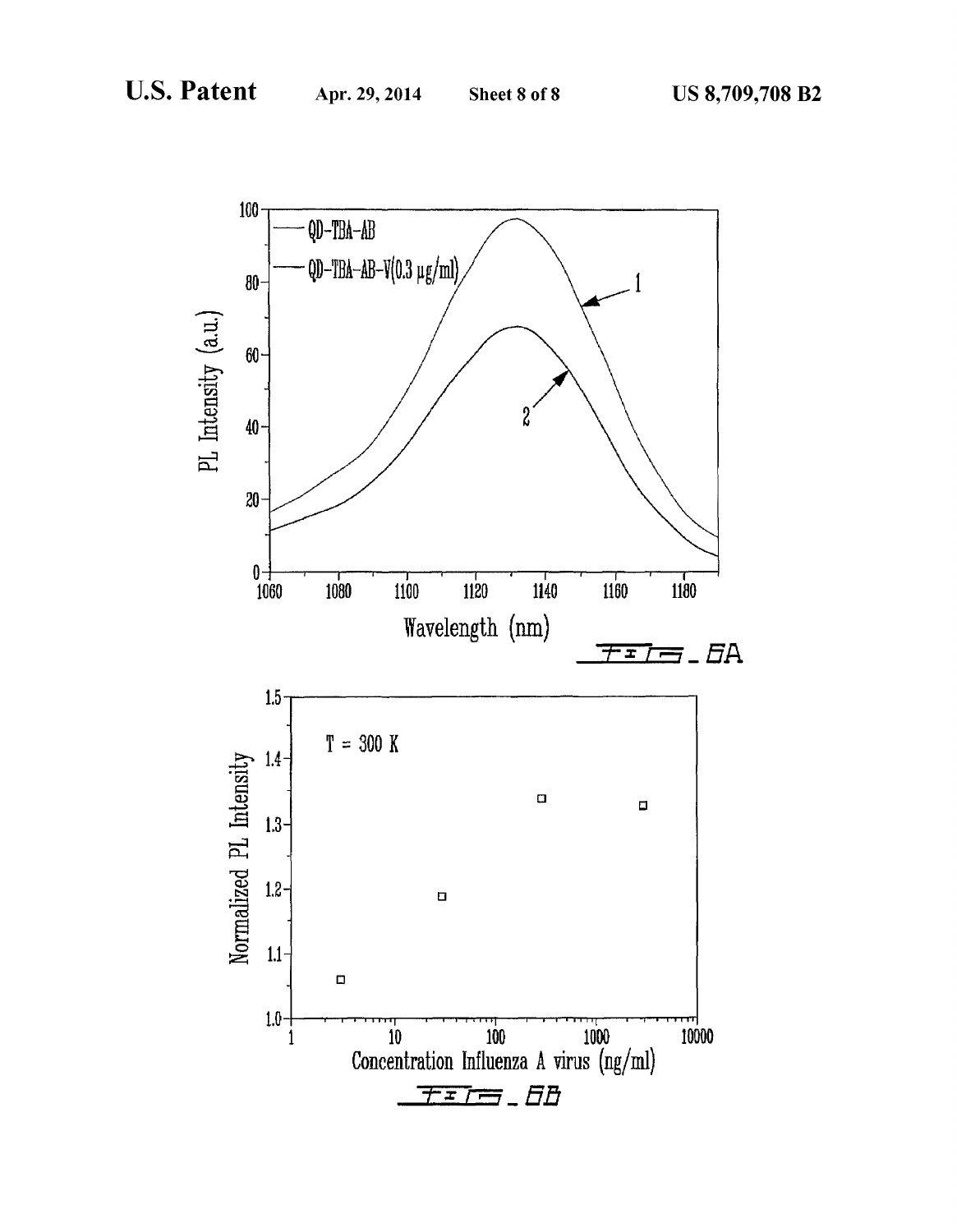FIG. 6A

FIG. 6B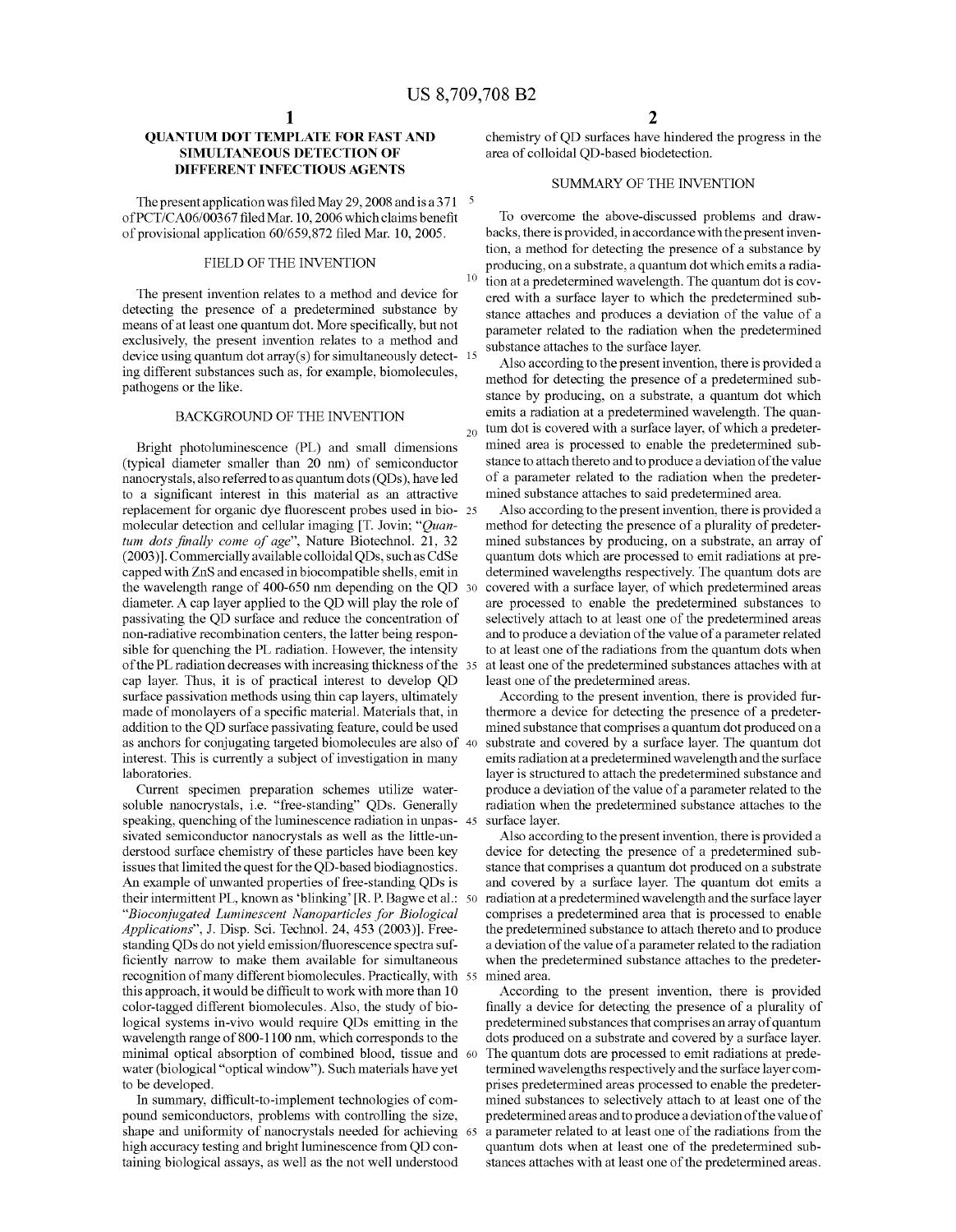# QUANTUM DOT TEMPLATE FOR FAST AND SIMULTANEOUS DETECTION OF DIFFERENT INFECTIOUS AGENTS

The present application was filed May 29, 2008 and is a 371 of PCT/CA06/00367 filed Mar. 10, 2006 which claims benefit of provisional application 60/659,872 filed Mar. 10, 2005.

## FIELD OF THE INVENTION

The present invention relates to a method and device for detecting the presence of a predetermined substance by means of at least one quantum dot. More specifically, but not exclusively, the present invention relates to a method and device using quantum dot array(s) for simultaneously detecting different substances such as, for example, biomolecules, pathogens or the like.

## BACKGROUND OF THE INVENTION

Bright photoluminescence (PL) and small dimensions (typical diameter smaller than 20 nm) of semiconductor nanocrystals, also referred to as quantum dots (QDs), have led to a significant interest in this material as an attractive replacement for organic dye fluorescent probes used in biomolecular detection and cellular imaging [T. Jovin; "*Quantum dots finally come of age*", Nature Biotechnol. 21, 32 (2003)]. Commercially available colloidal QDs, such as CdSe capped with ZnS and encased in biocompatible shells, emit in the wavelength range of 400-650 nm depending on the QD diameter. A cap layer applied to the QD will play the role of passivating the QD surface and reduce the concentration of non-radiative recombination centers, the latter being responsible for quenching the PL radiation. However, the intensity of the PL radiation decreases with increasing thickness of the cap layer. Thus, it is of practical interest to develop QD surface passivation methods using thin cap layers, ultimately made of monolayers of a specific material. Materials that, in addition to the QD surface passivating feature, could be used as anchors for conjugating targeted biomolecules are also of interest. This is currently a subject of investigation in many laboratories.

Current specimen preparation schemes utilize water-soluble nanocrystals, i.e. "free-standing" QDs. Generally speaking, quenching of the luminescence radiation in unpassivated semiconductor nanocrystals as well as the little-understood surface chemistry of these particles have been key issues that limited the quest for the QD-based biodiagnostics. An example of unwanted properties of free-standing QDs is their intermittent PL, known as 'blinking' [R. P. Bagwe et al.: "*Bioconjugated Luminescent Nanoparticles for Biological Applications*", J. Disp. Sci. Technol. 24, 453 (2003)]. Free-standing QDs do not yield emission/fluorescence spectra sufficiently narrow to make them available for simultaneous recognition of many different biomolecules. Practically, with this approach, it would be difficult to work with more than 10 color-tagged different biomolecules. Also, the study of biological systems in-vivo would require QDs emitting in the wavelength range of 800-1100 nm, which corresponds to the minimal optical absorption of combined blood, tissue and water (biological "optical window"). Such materials have yet to be developed.

In summary, difficult-to-implement technologies of compound semiconductors, problems with controlling the size, shape and uniformity of nanocrystals needed for achieving high accuracy testing and bright luminescence from QD containing biological assays, as well as the not well understood chemistry of QD surfaces have hindered the progress in the area of colloidal QD-based biodetection.

## SUMMARY OF THE INVENTION

To overcome the above-discussed problems and drawbacks, there is provided, in accordance with the present invention, a method for detecting the presence of a substance by producing, on a substrate, a quantum dot which emits a radiation at a predetermined wavelength. The quantum dot is covered with a surface layer to which the predetermined substance attaches and produces a deviation of the value of a parameter related to the radiation when the predetermined substance attaches to the surface layer.

Also according to the present invention, there is provided a method for detecting the presence of a predetermined substance by producing, on a substrate, a quantum dot which emits a radiation at a predetermined wavelength. The quantum dot is covered with a surface layer, of which a predetermined area is processed to enable the predetermined substance to attach thereto and to produce a deviation of the value of a parameter related to the radiation when the predetermined substance attaches to said predetermined area.

Also according to the present invention, there is provided a method for detecting the presence of a plurality of predetermined substances by producing, on a substrate, an array of quantum dots which are processed to emit radiations at predetermined wavelengths respectively. The quantum dots are covered with a surface layer, of which predetermined areas are processed to enable the predetermined substances to selectively attach to at least one of the predetermined areas and to produce a deviation of the value of a parameter related to at least one of the radiations from the quantum dots when at least one of the predetermined substances attaches with at least one of the predetermined areas.

According to the present invention, there is provided furthermore a device for detecting the presence of a predetermined substance that comprises a quantum dot produced on a substrate and covered by a surface layer. The quantum dot emits radiation at a predetermined wavelength and the surface layer is structured to attach the predetermined substance and produce a deviation of the value of a parameter related to the radiation when the predetermined substance attaches to the surface layer.

Also according to the present invention, there is provided a device for detecting the presence of a predetermined substance that comprises a quantum dot produced on a substrate and covered by a surface layer. The quantum dot emits a radiation at a predetermined wavelength and the surface layer comprises a predetermined area that is processed to enable the predetermined substance to attach thereto and to produce a deviation of the value of a parameter related to the radiation when the predetermined substance attaches to the predetermined area.

According to the present invention, there is provided finally a device for detecting the presence of a plurality of predetermined substances that comprises an array of quantum dots produced on a substrate and covered by a surface layer. The quantum dots are processed to emit radiations at predetermined wavelengths respectively and the surface layer comprises predetermined areas processed to enable the predetermined substances to selectively attach to at least one of the predetermined areas and to produce a deviation of the value of a parameter related to at least one of the radiations from the quantum dots when at least one of the predetermined substances attaches with at least one of the predetermined areas.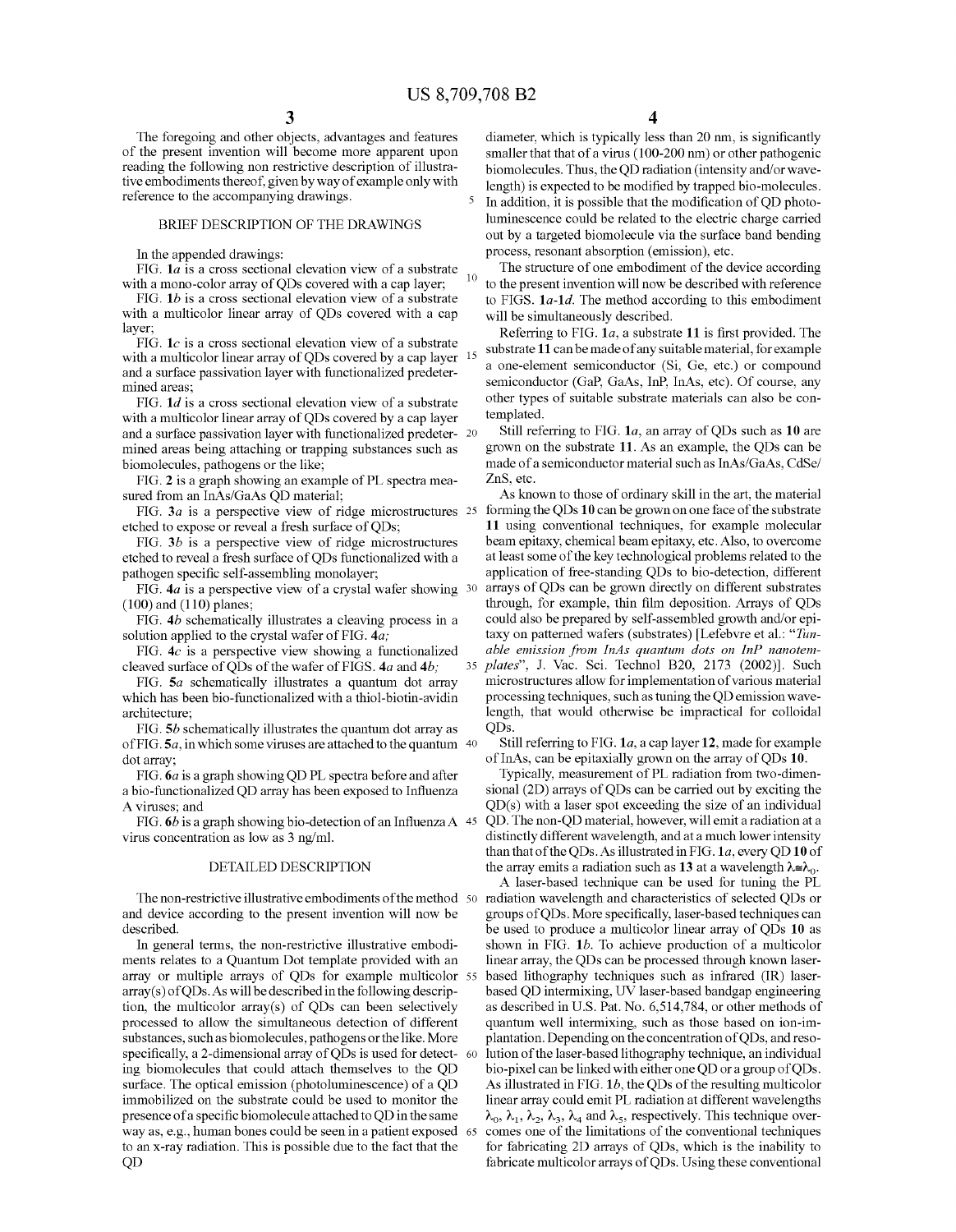The foregoing and other objects, advantages and features of the present invention will become more apparent upon reading the following non restrictive description of illustrative embodiments thereof, given by way of example only with reference to the accompanying drawings.

## BRIEF DESCRIPTION OF THE DRAWINGS

In the appended drawings:

FIG. 1*a* is a cross sectional elevation view of a substrate with a mono-color array of QDs covered with a cap layer;

FIG. 1*b* is a cross sectional elevation view of a substrate with a multicolor linear array of QDs covered with a cap layer;

FIG. 1*c* is a cross sectional elevation view of a substrate with a multicolor linear array of QDs covered by a cap layer and a surface passivation layer with functionalized predetermined areas;

FIG. 1*d* is a cross sectional elevation view of a substrate with a multicolor linear array of QDs covered by a cap layer and a surface passivation layer with functionalized predetermined areas being attaching or trapping substances such as biomolecules, pathogens or the like;

FIG. 2 is a graph showing an example of PL spectra measured from an InAs/GaAs QD material;

FIG. 3*a* is a perspective view of ridge microstructures etched to expose or reveal a fresh surface of QDs;

FIG. 3*b* is a perspective view of ridge microstructures etched to reveal a fresh surface of QDs functionalized with a pathogen specific self-assembling monolayer;

FIG. 4*a* is a perspective view of a crystal wafer showing (100) and (110) planes;

FIG. 4*b* schematically illustrates a cleaving process in a solution applied to the crystal wafer of FIG. 4*a;*

FIG. 4*c* is a perspective view showing a functionalized cleaved surface of QDs of the wafer of FIGS. 4*a* and 4*b;*

FIG. 5*a* schematically illustrates a quantum dot array which has been bio-functionalized with a thiol-biotin-avidin architecture;

FIG. 5*b* schematically illustrates the quantum dot array as of FIG. 5*a*, in which some viruses are attached to the quantum dot array;

FIG. 6*a* is a graph showing QD PL spectra before and after a bio-functionalized QD array has been exposed to Influenza A viruses; and

FIG. 6*b* is a graph showing bio-detection of an Influenza A virus concentration as low as 3 ng/ml.

## DETAILED DESCRIPTION

The non-restrictive illustrative embodiments of the method and device according to the present invention will now be described.

In general terms, the non-restrictive illustrative embodiments relates to a Quantum Dot template provided with an array or multiple arrays of QDs for example multicolor array(s) of QDs. As will be described in the following description, the multicolor array(s) of QDs can been selectively processed to allow the simultaneous detection of different substances, such as biomolecules, pathogens or the like. More specifically, a 2-dimensional array of QDs is used for detecting biomolecules that could attach themselves to the QD surface. The optical emission (photoluminescence) of a QD immobilized on the substrate could be used to monitor the presence of a specific biomolecule attached to QD in the same way as, e.g., human bones could be seen in a patient exposed to an x-ray radiation. This is possible due to the fact that the QD diameter, which is typically less than 20 nm, is significantly smaller that that of a virus (100-200 nm) or other pathogenic biomolecules. Thus, the QD radiation (intensity and/or wavelength) is expected to be modified by trapped bio-molecules. In addition, it is possible that the modification of QD photoluminescence could be related to the electric charge carried out by a targeted biomolecule via the surface band bending process, resonant absorption (emission), etc.

The structure of one embodiment of the device according to the present invention will now be described with reference to FIGS. 1*a*-1*d*. The method according to this embodiment will be simultaneously described.

Referring to FIG. 1*a*, a substrate 11 is first provided. The substrate 11 can be made of any suitable material, for example a one-element semiconductor (Si, Ge, etc.) or compound semiconductor (GaP, GaAs, InP, InAs, etc). Of course, any other types of suitable substrate materials can also be contemplated.

Still referring to FIG. 1*a*, an array of QDs such as 10 are grown on the substrate 11. As an example, the QDs can be made of a semiconductor material such as InAs/GaAs, CdSe/ZnS, etc.

As known to those of ordinary skill in the art, the material forming the QDs 10 can be grown on one face of the substrate 11 using conventional techniques, for example molecular beam epitaxy, chemical beam epitaxy, etc. Also, to overcome at least some of the key technological problems related to the application of free-standing QDs to bio-detection, different arrays of QDs can be grown directly on different substrates through, for example, thin film deposition. Arrays of QDs could also be prepared by self-assembled growth and/or epitaxy on patterned wafers (substrates) [Lefebvre et al.: "*Tunable emission from InAs quantum dots on InP nanotemplates*", J. Vac. Sci. Technol B20, 2173 (2002)]. Such microstructures allow for implementation of various material processing techniques, such as tuning the QD emission wavelength, that would otherwise be impractical for colloidal QDs.

Still referring to FIG. 1*a*, a cap layer 12, made for example of InAs, can be epitaxially grown on the array of QDs 10.

Typically, measurement of PL radiation from two-dimensional (2D) arrays of QDs can be carried out by exciting the QD(s) with a laser spot exceeding the size of an individual QD. The non-QD material, however, will emit a radiation at a distinctly different wavelength, and at a much lower intensity than that of the QDs. As illustrated in FIG. 1*a*, every QD 10 of the array emits a radiation such as 13 at a wavelength $\lambda \cong \lambda_0$.

A laser-based technique can be used for tuning the PL radiation wavelength and characteristics of selected QDs or groups of QDs. More specifically, laser-based techniques can be used to produce a multicolor linear array of QDs 10 as shown in FIG. 1*b*. To achieve production of a multicolor linear array, the QDs can be processed through known laser-based lithography techniques such as infrared (IR) laser-based QD intermixing, UV laser-based bandgap engineering as described in U.S. Pat. No. 6,514,784, or other methods of quantum well intermixing, such as those based on ion-implantation. Depending on the concentration of QDs, and resolution of the laser-based lithography technique, an individual bio-pixel can be linked with either one QD or a group of QDs. As illustrated in FIG. 1*b*, the QDs of the resulting multicolor linear array could emit PL radiation at different wavelengths $\lambda_0$, $\lambda_1$, $\lambda_2$, $\lambda_3$, $\lambda_4$ and $\lambda_5$, respectively. This technique overcomes one of the limitations of the conventional techniques for fabricating 2D arrays of QDs, which is the inability to fabricate multicolor arrays of QDs. Using these conventional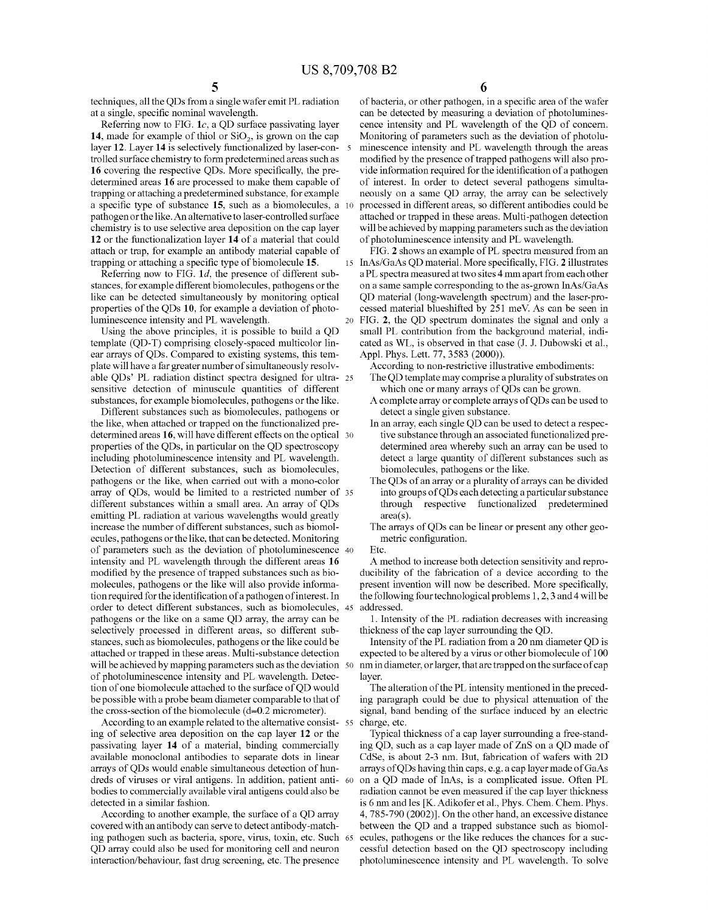techniques, all the QDs from a single wafer emit PL radiation at a single, specific nominal wavelength.

Referring now to FIG. 1*c*, a QD surface passivating layer **14**, made for example of thiol or $SiO_2$, is grown on the cap layer **12**. Layer **14** is selectively functionalized by laser-controlled surface chemistry to form predetermined areas such as **16** covering the respective QDs. More specifically, the predetermined areas **16** are processed to make them capable of trapping or attaching a predetermined substance, for example a specific type of substance **15**, such as a biomolecules, a pathogen or the like. An alternative to laser-controlled surface chemistry is to use selective area deposition on the cap layer **12** or the functionalization layer **14** of a material that could attach or trap, for example an antibody material capable of trapping or attaching a specific type of biomolecule **15**.

Referring now to FIG. 1*d*, the presence of different substances, for example different biomolecules, pathogens or the like can be detected simultaneously by monitoring optical properties of the QDs **10**, for example a deviation of photoluminescence intensity and PL wavelength.

Using the above principles, it is possible to build a QD template (QD-T) comprising closely-spaced multicolor linear arrays of QDs. Compared to existing systems, this template will have a far greater number of simultaneously resolvable QDs' PL radiation distinct spectra designed for ultra-sensitive detection of minuscule quantities of different substances, for example biomolecules, pathogens or the like.

Different substances such as biomolecules, pathogens or the like, when attached or trapped on the functionalized predetermined areas **16**, will have different effects on the optical properties of the QDs, in particular on the QD spectroscopy including photoluminescence intensity and PL wavelength. Detection of different substances, such as biomolecules, pathogens or the like, when carried out with a mono-color array of QDs, would be limited to a restricted number of different substances within a small area. An array of QDs emitting PL radiation at various wavelengths would greatly increase the number of different substances, such as biomolecules, pathogens or the like, that can be detected. Monitoring of parameters such as the deviation of photoluminescence intensity and PL wavelength through the different areas **16** modified by the presence of trapped substances such as biomolecules, pathogens or the like will also provide information required for the identification of a pathogen of interest. In order to detect different substances, such as biomolecules, pathogens or the like on a same QD array, the array can be selectively processed in different areas, so different substances, such as biomolecules, pathogens or the like could be attached or trapped in these areas. Multi-substance detection will be achieved by mapping parameters such as the deviation of photoluminescence intensity and PL wavelength. Detection of one biomolecule attached to the surface of QD would be possible with a probe beam diameter comparable to that of the cross-section of the biomolecule (d≈0.2 micrometer).

According to an example related to the alternative consisting of selective area deposition on the cap layer **12** or the passivating layer **14** of a material, binding commercially available monoclonal antibodies to separate dots in linear arrays of QDs would enable simultaneous detection of hundreds of viruses or viral antigens. In addition, patient antibodies to commercially available viral antigens could also be detected in a similar fashion.

According to another example, the surface of a QD array covered with an antibody can serve to detect antibody-matching pathogen such as bacteria, spore, virus, toxin, etc. Such QD array could also be used for monitoring cell and neuron interaction/behaviour, fast drug screening, etc. The presence of bacteria, or other pathogen, in a specific area of the wafer can be detected by measuring a deviation of photoluminescence intensity and PL wavelength of the QD of concern. Monitoring of parameters such as the deviation of photoluminescence intensity and PL wavelength through the areas modified by the presence of trapped pathogens will also provide information required for the identification of a pathogen of interest. In order to detect several pathogens simultaneously on a same QD array, the array can be selectively processed in different areas, so different antibodies could be attached or trapped in these areas. Multi-pathogen detection will be achieved by mapping parameters such as the deviation of photoluminescence intensity and PL wavelength.

FIG. **2** shows an example of PL spectra measured from an InAs/GaAs QD material. More specifically, FIG. **2** illustrates a PL spectra measured at two sites 4 mm apart from each other on a same sample corresponding to the as-grown InAs/GaAs QD material (long-wavelength spectrum) and the laser-processed material blueshifted by 251 meV. As can be seen in FIG. **2**, the QD spectrum dominates the signal and only a small PL contribution from the background material, indicated as WL, is observed in that case (J. J. Dubowski et al., Appl. Phys. Lett. 77, 3583 (2000)).

According to non-restrictive illustrative embodiments:

- The QD template may comprise a plurality of substrates on which one or many arrays of QDs can be grown.
- A complete array or complete arrays of QDs can be used to detect a single given substance.
- In an array, each single QD can be used to detect a respective substance through an associated functionalized predetermined area whereby such an array can be used to detect a large quantity of different substances such as biomolecules, pathogens or the like.
- The QDs of an array or a plurality of arrays can be divided into groups of QDs each detecting a particular substance through respective functionalized predetermined area(s).
- The arrays of QDs can be linear or present any other geometric configuration.
- Etc.

A method to increase both detection sensitivity and reproducibility of the fabrication of a device according to the present invention will now be described. More specifically, the following four technological problems 1, 2, 3 and 4 will be addressed.

1. Intensity of the PL radiation decreases with increasing thickness of the cap layer surrounding the QD.

Intensity of the PL radiation from a 20 nm diameter QD is expected to be altered by a virus or other biomolecule of 100 nm in diameter, or larger, that are trapped on the surface of cap layer.

The alteration of the PL intensity mentioned in the preceding paragraph could be due to physical attenuation of the signal, band bending of the surface induced by an electric charge, etc.

Typical thickness of a cap layer surrounding a free-standing QD, such as a cap layer made of ZnS on a QD made of CdSe, is about 2-3 nm. But, fabrication of wafers with 2D arrays of QDs having thin caps, e.g. a cap layer made of GaAs on a QD made of InAs, is a complicated issue. Often PL radiation cannot be even measured if the cap layer thickness is 6 nm and les [K. Adikofer et al., Phys. Chem. Chem. Phys. 4, 785-790 (2002)]. On the other hand, an excessive distance between the QD and a trapped substance such as biomolecules, pathogens or the like reduces the chances for a successful detection based on the QD spectroscopy including photoluminescence intensity and PL wavelength. To solve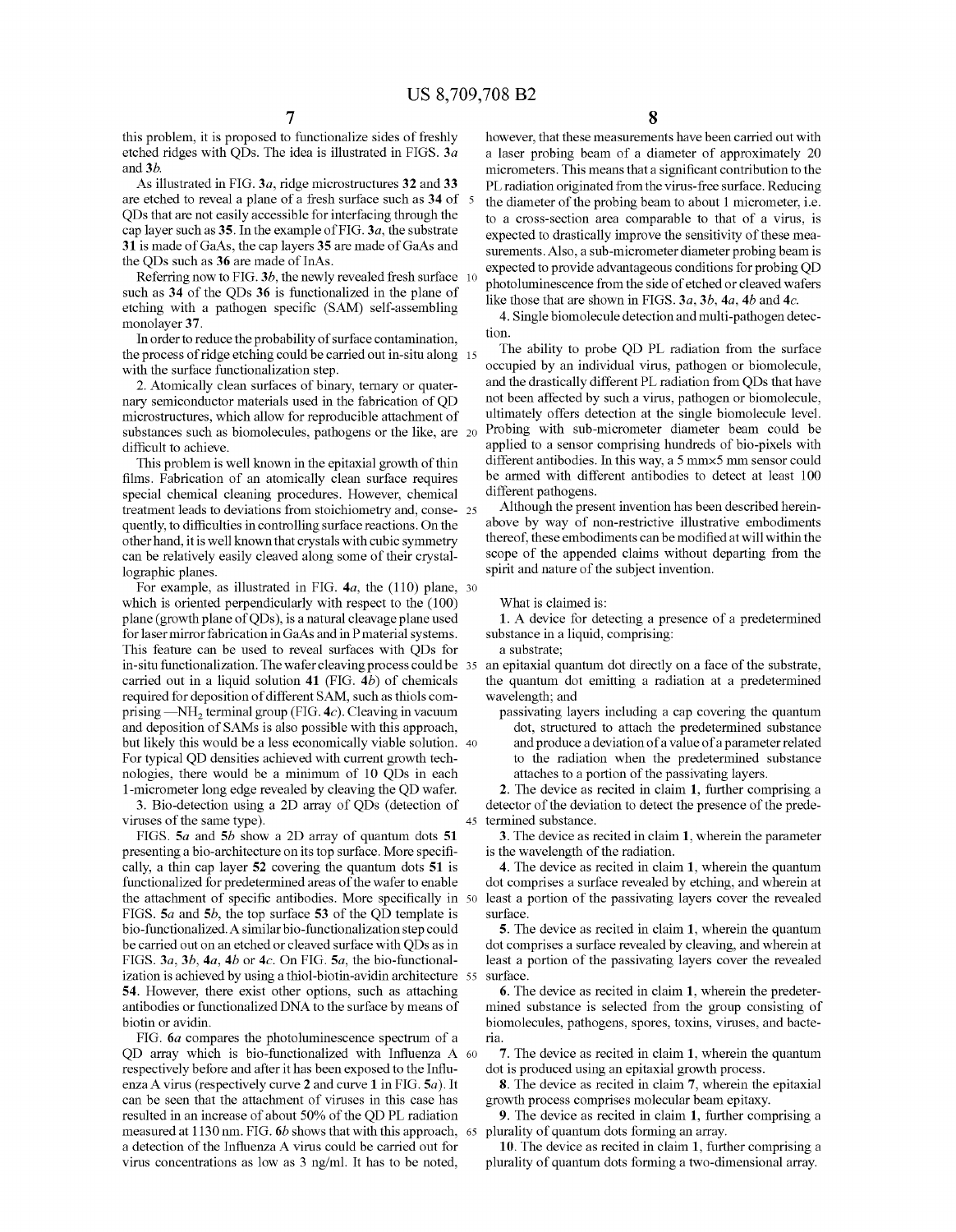this problem, it is proposed to functionalize sides of freshly etched ridges with QDs. The idea is illustrated in FIGS. 3*a* and 3*b*.

As illustrated in FIG. 3*a*, ridge microstructures 32 and 33 are etched to reveal a plane of a fresh surface such as 34 of QDs that are not easily accessible for interfacing through the cap layer such as 35. In the example of FIG. 3*a*, the substrate 31 is made of GaAs, the cap layers 35 are made of GaAs and the QDs such as 36 are made of InAs.

Referring now to FIG. 3*b*, the newly revealed fresh surface such as 34 of the QDs 36 is functionalized in the plane of etching with a pathogen specific (SAM) self-assembling monolayer 37.

In order to reduce the probability of surface contamination, the process of ridge etching could be carried out in-situ along with the surface functionalization step.

2. Atomically clean surfaces of binary, ternary or quaternary semiconductor materials used in the fabrication of QD microstructures, which allow for reproducible attachment of substances such as biomolecules, pathogens or the like, are difficult to achieve.

This problem is well known in the epitaxial growth of thin films. Fabrication of an atomically clean surface requires special chemical cleaning procedures. However, chemical treatment leads to deviations from stoichiometry and, consequently, to difficulties in controlling surface reactions. On the other hand, it is well known that crystals with cubic symmetry can be relatively easily cleaved along some of their crystallographic planes.

For example, as illustrated in FIG. 4*a*, the (110) plane, which is oriented perpendicularly with respect to the (100) plane (growth plane of QDs), is a natural cleavage plane used for laser mirror fabrication in GaAs and in P material systems. This feature can be used to reveal surfaces with QDs for in-situ functionalization. The wafer cleaving process could be carried out in a liquid solution 41 (FIG. 4*b*) of chemicals required for deposition of different SAM, such as thiols comprising —$NH_2$ terminal group (FIG. 4*c*). Cleaving in vacuum and deposition of SAMs is also possible with this approach, but likely this would be a less economically viable solution. For typical QD densities achieved with current growth technologies, there would be a minimum of 10 QDs in each 1-micrometer long edge revealed by cleaving the QD wafer.

3. Bio-detection using a 2D array of QDs (detection of viruses of the same type).

FIGS. 5*a* and 5*b* show a 2D array of quantum dots 51 presenting a bio-architecture on its top surface. More specifically, a thin cap layer 52 covering the quantum dots 51 is functionalized for predetermined areas of the wafer to enable the attachment of specific antibodies. More specifically in FIGS. 5*a* and 5*b*, the top surface 53 of the QD template is bio-functionalized. A similar bio-functionalization step could be carried out on an etched or cleaved surface with QDs as in FIGS. 3*a*, 3*b*, 4*a*, 4*b* or 4*c*. On FIG. 5*a*, the bio-functionalization is achieved by using a thiol-biotin-avidin architecture 54. However, there exist other options, such as attaching antibodies or functionalized DNA to the surface by means of biotin or avidin.

FIG. 6*a* compares the photoluminescence spectrum of a QD array which is bio-functionalized with Influenza A respectively before and after it has been exposed to the Influenza A virus (respectively curve 2 and curve 1 in FIG. 5*a*). It can be seen that the attachment of viruses in this case has resulted in an increase of about 50% of the QD PL radiation measured at 1130 nm. FIG. 6*b* shows that with this approach, a detection of the Influenza A virus could be carried out for virus concentrations as low as 3 ng/ml. It has to be noted, however, that these measurements have been carried out with a laser probing beam of a diameter of approximately 20 micrometers. This means that a significant contribution to the PL radiation originated from the virus-free surface. Reducing the diameter of the probing beam to about 1 micrometer, i.e. to a cross-section area comparable to that of a virus, is expected to drastically improve the sensitivity of these measurements. Also, a sub-micrometer diameter probing beam is expected to provide advantageous conditions for probing QD photoluminescence from the side of etched or cleaved wafers like those that are shown in FIGS. 3*a*, 3*b*, 4*a*, 4*b* and 4*c*.

4. Single biomolecule detection and multi-pathogen detection.

The ability to probe QD PL radiation from the surface occupied by an individual virus, pathogen or biomolecule, and the drastically different PL radiation from QDs that have not been affected by such a virus, pathogen or biomolecule, ultimately offers detection at the single biomolecule level. Probing with sub-micrometer diameter beam could be applied to a sensor comprising hundreds of bio-pixels with different antibodies. In this way, a 5 mm×5 mm sensor could be armed with different antibodies to detect at least 100 different pathogens.

Although the present invention has been described hereinabove by way of non-restrictive illustrative embodiments thereof, these embodiments can be modified at will within the scope of the appended claims without departing from the spirit and nature of the subject invention.

What is claimed is:

**1**. A device for detecting a presence of a predetermined substance in a liquid, comprising:

a substrate;

an epitaxial quantum dot directly on a face of the substrate, the quantum dot emitting a radiation at a predetermined wavelength; and

passivating layers including a cap covering the quantum dot, structured to attach the predetermined substance and produce a deviation of a value of a parameter related to the radiation when the predetermined substance attaches to a portion of the passivating layers.

**2**. The device as recited in claim **1**, further comprising a detector of the deviation to detect the presence of the predetermined substance.

**3**. The device as recited in claim **1**, wherein the parameter is the wavelength of the radiation.

**4**. The device as recited in claim **1**, wherein the quantum dot comprises a surface revealed by etching, and wherein at least a portion of the passivating layers cover the revealed surface.

**5**. The device as recited in claim **1**, wherein the quantum dot comprises a surface revealed by cleaving, and wherein at least a portion of the passivating layers cover the revealed surface.

**6**. The device as recited in claim **1**, wherein the predetermined substance is selected from the group consisting of biomolecules, pathogens, spores, toxins, viruses, and bacteria.

**7**. The device as recited in claim **1**, wherein the quantum dot is produced using an epitaxial growth process.

**8**. The device as recited in claim **7**, wherein the epitaxial growth process comprises molecular beam epitaxy.

**9**. The device as recited in claim **1**, further comprising a plurality of quantum dots forming an array.

**10**. The device as recited in claim **1**, further comprising a plurality of quantum dots forming a two-dimensional array.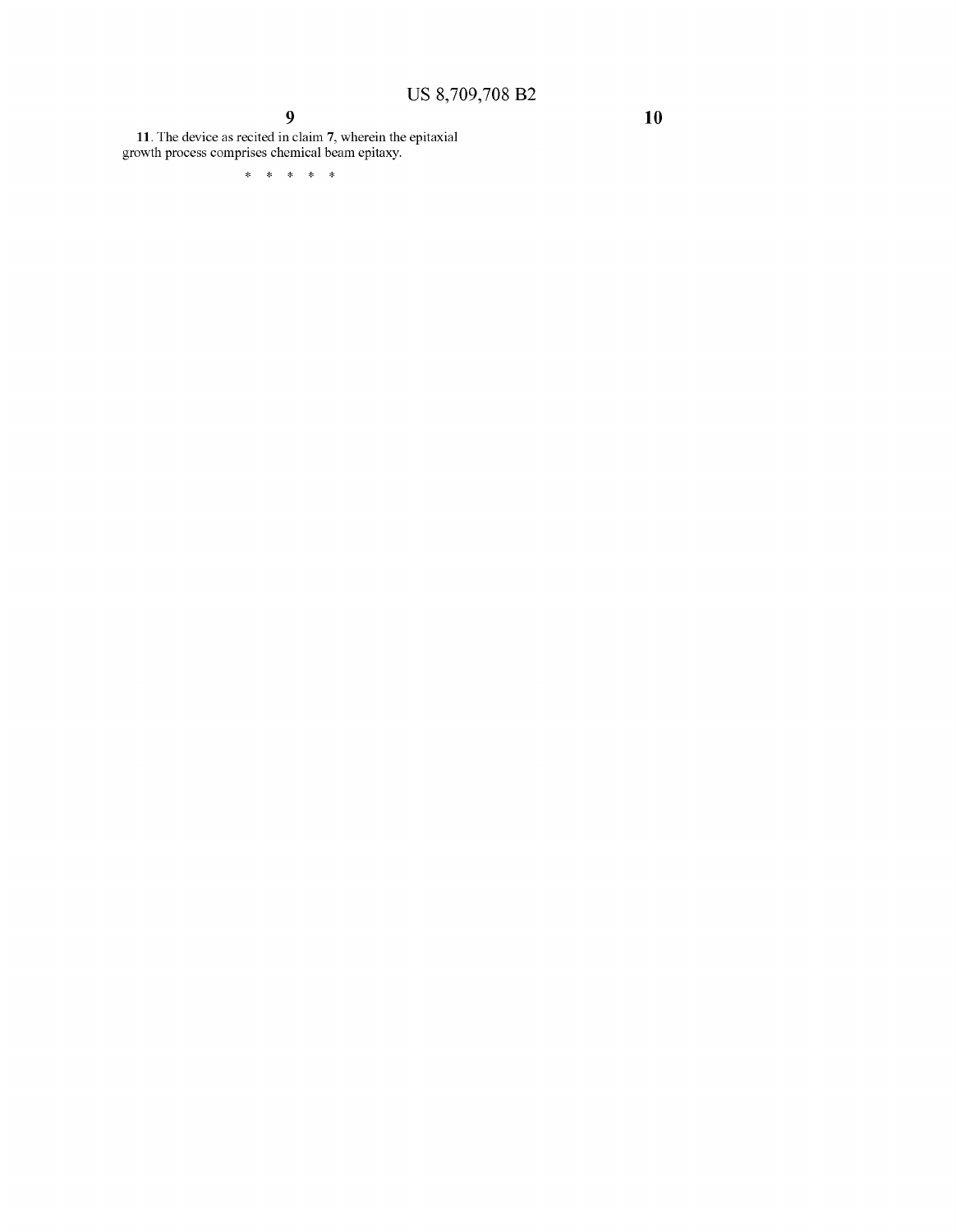**11**. The device as recited in claim **7**, wherein the epitaxial growth process comprises chemical beam epitaxy.

* * * * *